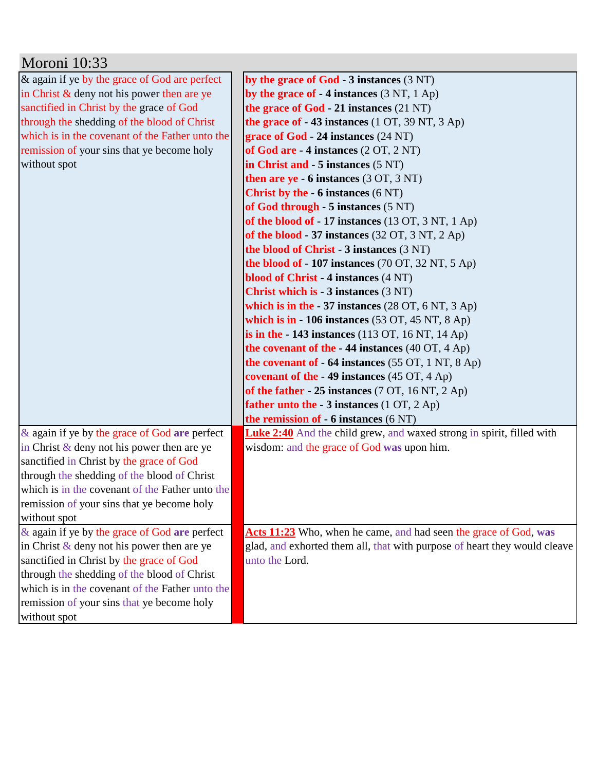# Moroni 10:33

| | |
|---|---|
| & again if ye by the grace of God are perfect in Christ & deny not his power then are ye sanctified in Christ by the grace of God through the shedding of the blood of Christ which is in the covenant of the Father unto the remission of your sins that ye become holy without spot | **by the grace of God - 3 instances** (3 NT)<br>**by the grace of - 4 instances** (3 NT, 1 Ap)<br>**the grace of God - 21 instances** (21 NT)<br>**the grace of - 43 instances** (1 OT, 39 NT, 3 Ap)<br>**grace of God - 24 instances** (24 NT)<br>**of God are - 4 instances** (2 OT, 2 NT)<br>**in Christ and - 5 instances** (5 NT)<br>**then are ye - 6 instances** (3 OT, 3 NT)<br>**Christ by the - 6 instances** (6 NT)<br>**of God through - 5 instances** (5 NT)<br>**of the blood of - 17 instances** (13 OT, 3 NT, 1 Ap)<br>**of the blood - 37 instances** (32 OT, 3 NT, 2 Ap)<br>**the blood of Christ - 3 instances** (3 NT)<br>**the blood of - 107 instances** (70 OT, 32 NT, 5 Ap)<br>**blood of Christ - 4 instances** (4 NT)<br>**Christ which is - 3 instances** (3 NT)<br>**which is in the - 37 instances** (28 OT, 6 NT, 3 Ap)<br>**which is in - 106 instances** (53 OT, 45 NT, 8 Ap)<br>**is in the - 143 instances** (113 OT, 16 NT, 14 Ap)<br>**the covenant of the - 44 instances** (40 OT, 4 Ap)<br>**the covenant of - 64 instances** (55 OT, 1 NT, 8 Ap)<br>**covenant of the - 49 instances** (45 OT, 4 Ap)<br>**of the father - 25 instances** (7 OT, 16 NT, 2 Ap)<br>**father unto the - 3 instances** (1 OT, 2 Ap)<br>**the remission of - 6 instances** (6 NT) |
| & again if ye by the grace of God **are** perfect in Christ & deny not his power then are ye sanctified in Christ by the grace of God through the shedding of the blood of Christ which is in the covenant of the Father unto the remission of your sins that ye become holy without spot | **Luke 2:40** And the child grew, and waxed strong in spirit, filled with wisdom: and the grace of God **was** upon him. |
| & again if ye by the grace of God **are** perfect in Christ & deny not his power then are ye sanctified in Christ by the grace of God through the shedding of the blood of Christ which is in the covenant of the Father unto the remission of your sins that ye become holy without spot | **Acts 11:23** Who, when he came, and had seen the grace of God, **was** glad, and exhorted them all, that with purpose of heart they would cleave unto the Lord. |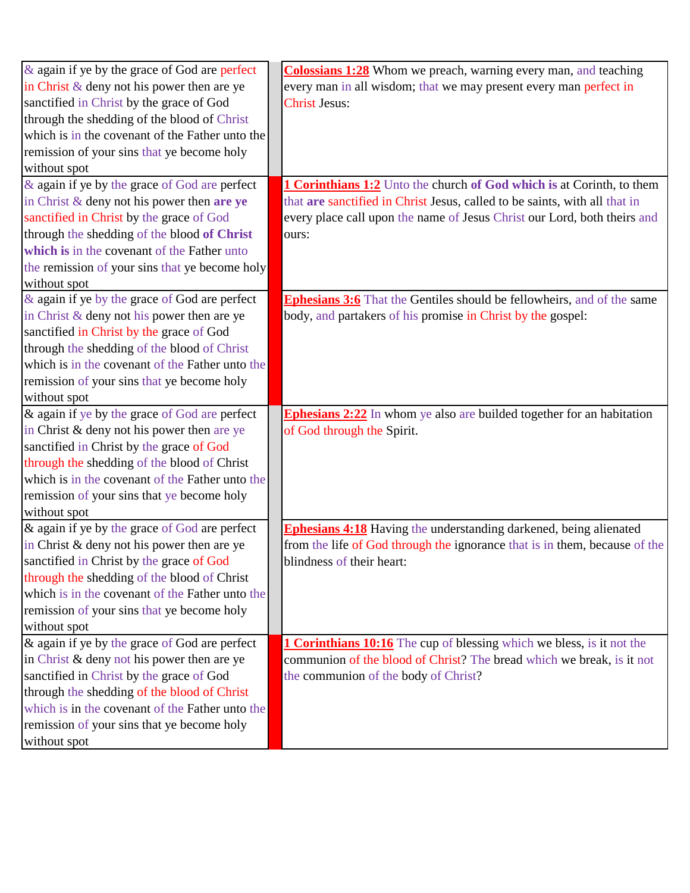| | | |
|---|---|---|
| & again if ye by the grace of God are perfect in Christ & deny not his power then are ye sanctified in Christ by the grace of God through the shedding of the blood of Christ which is in the covenant of the Father unto the remission of your sins that ye become holy without spot | | **Colossians 1:28** Whom we preach, warning every man, and teaching every man in all wisdom; that we may present every man perfect in Christ Jesus: |
| & again if ye by the grace of God are perfect in Christ & deny not his power then **are ye** sanctified in Christ by the grace of God through the shedding of the blood **of Christ which is** in the covenant of the Father unto the remission of your sins that ye become holy without spot | | **1 Corinthians 1:2** Unto the church **of God which is** at Corinth, to them that **are** sanctified in Christ Jesus, called to be saints, with all that in every place call upon the name of Jesus Christ our Lord, both theirs and ours: |
| & again if ye by the grace of God are perfect in Christ & deny not his power then are ye sanctified in Christ by the grace of God through the shedding of the blood of Christ which is in the covenant of the Father unto the remission of your sins that ye become holy without spot | | **Ephesians 3:6** That the Gentiles should be fellowheirs, and of the same body, and partakers of his promise in Christ by the gospel: |
| & again if ye by the grace of God are perfect in Christ & deny not his power then are ye sanctified in Christ by the grace of God through the shedding of the blood of Christ which is in the covenant of the Father unto the remission of your sins that ye become holy without spot | | **Ephesians 2:22** In whom ye also are builded together for an habitation of God through the Spirit. |
| & again if ye by the grace of God are perfect in Christ & deny not his power then are ye sanctified in Christ by the grace of God through the shedding of the blood of Christ which is in the covenant of the Father unto the remission of your sins that ye become holy without spot | | **Ephesians 4:18** Having the understanding darkened, being alienated from the life of God through the ignorance that is in them, because of the blindness of their heart: |
| & again if ye by the grace of God are perfect in Christ & deny not his power then are ye sanctified in Christ by the grace of God through the shedding of the blood of Christ which is in the covenant of the Father unto the remission of your sins that ye become holy without spot | | **1 Corinthians 10:16** The cup of blessing which we bless, is it not the communion of the blood of Christ? The bread which we break, is it not the communion of the body of Christ? |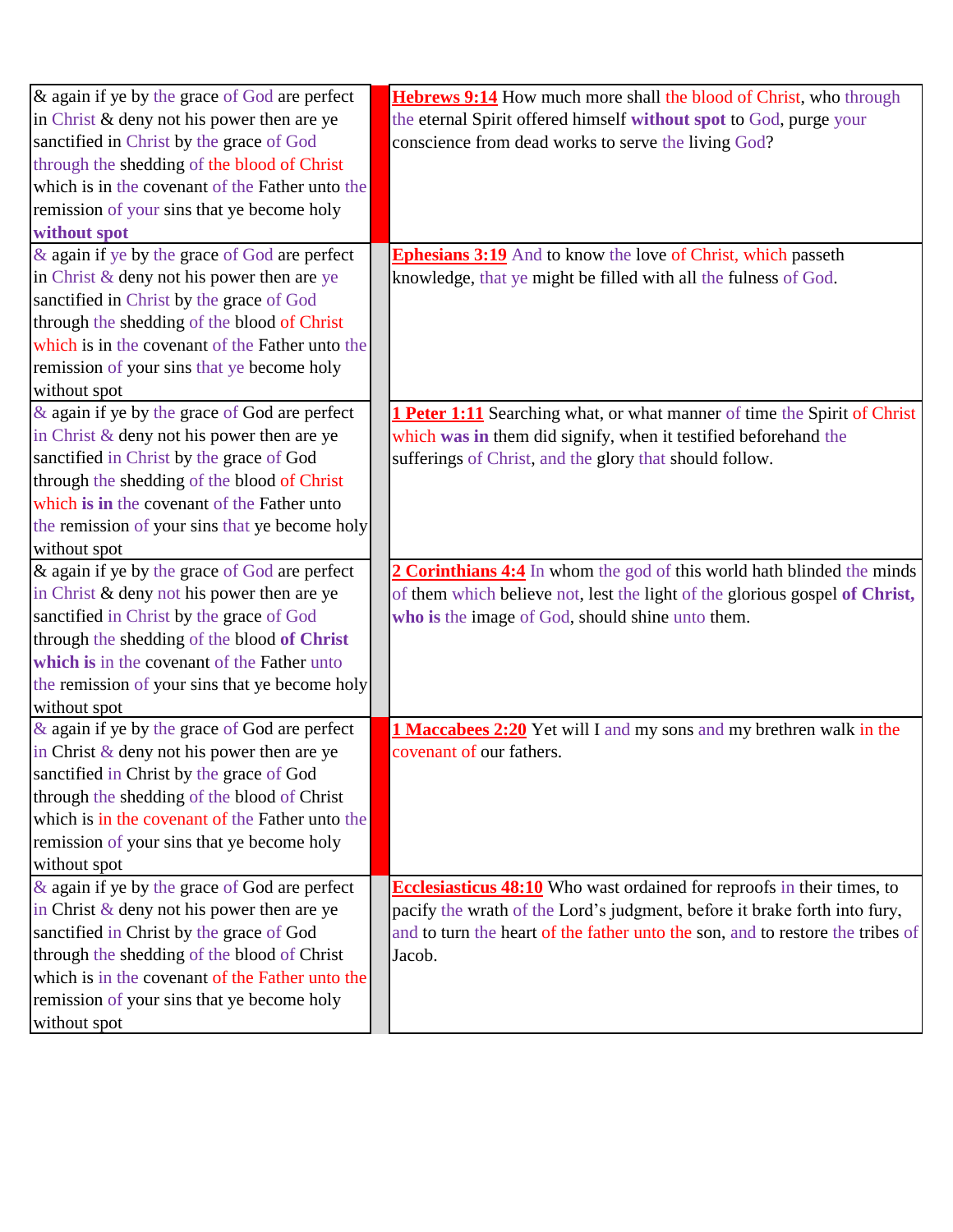| | | |
|---|---|---|
| & again if ye by the grace of God are perfect in Christ & deny not his power then are ye sanctified in Christ by the grace of God through the shedding of the blood of Christ which is in the covenant of the Father unto the remission of your sins that ye become holy **without spot** | | **Hebrews 9:14** How much more shall the blood of Christ, who through the eternal Spirit offered himself **without spot** to God, purge your conscience from dead works to serve the living God? |
| & again if ye by the grace of God are perfect in Christ & deny not his power then are ye sanctified in Christ by the grace of God through the shedding of the blood of Christ which is in the covenant of the Father unto the remission of your sins that ye become holy without spot | | **Ephesians 3:19** And to know the love of Christ, which passeth knowledge, that ye might be filled with all the fulness of God. |
| & again if ye by the grace of God are perfect in Christ & deny not his power then are ye sanctified in Christ by the grace of God through the shedding of the blood of Christ which **is in** the covenant of the Father unto the remission of your sins that ye become holy without spot | | **1 Peter 1:11** Searching what, or what manner of time the Spirit of Christ which **was in** them did signify, when it testified beforehand the sufferings of Christ, and the glory that should follow. |
| & again if ye by the grace of God are perfect in Christ & deny not his power then are ye sanctified in Christ by the grace of God through the shedding of the blood **of Christ which is** in the covenant of the Father unto the remission of your sins that ye become holy without spot | | **2 Corinthians 4:4** In whom the god of this world hath blinded the minds of them which believe not, lest the light of the glorious gospel **of Christ, who is** the image of God, should shine unto them. |
| & again if ye by the grace of God are perfect in Christ & deny not his power then are ye sanctified in Christ by the grace of God through the shedding of the blood of Christ which is in the covenant of the Father unto the remission of your sins that ye become holy without spot | | **1 Maccabees 2:20** Yet will I and my sons and my brethren walk in the covenant of our fathers. |
| & again if ye by the grace of God are perfect in Christ & deny not his power then are ye sanctified in Christ by the grace of God through the shedding of the blood of Christ which is in the covenant of the Father unto the remission of your sins that ye become holy without spot | | **Ecclesiasticus 48:10** Who wast ordained for reproofs in their times, to pacify the wrath of the Lord's judgment, before it brake forth into fury, and to turn the heart of the father unto the son, and to restore the tribes of Jacob. |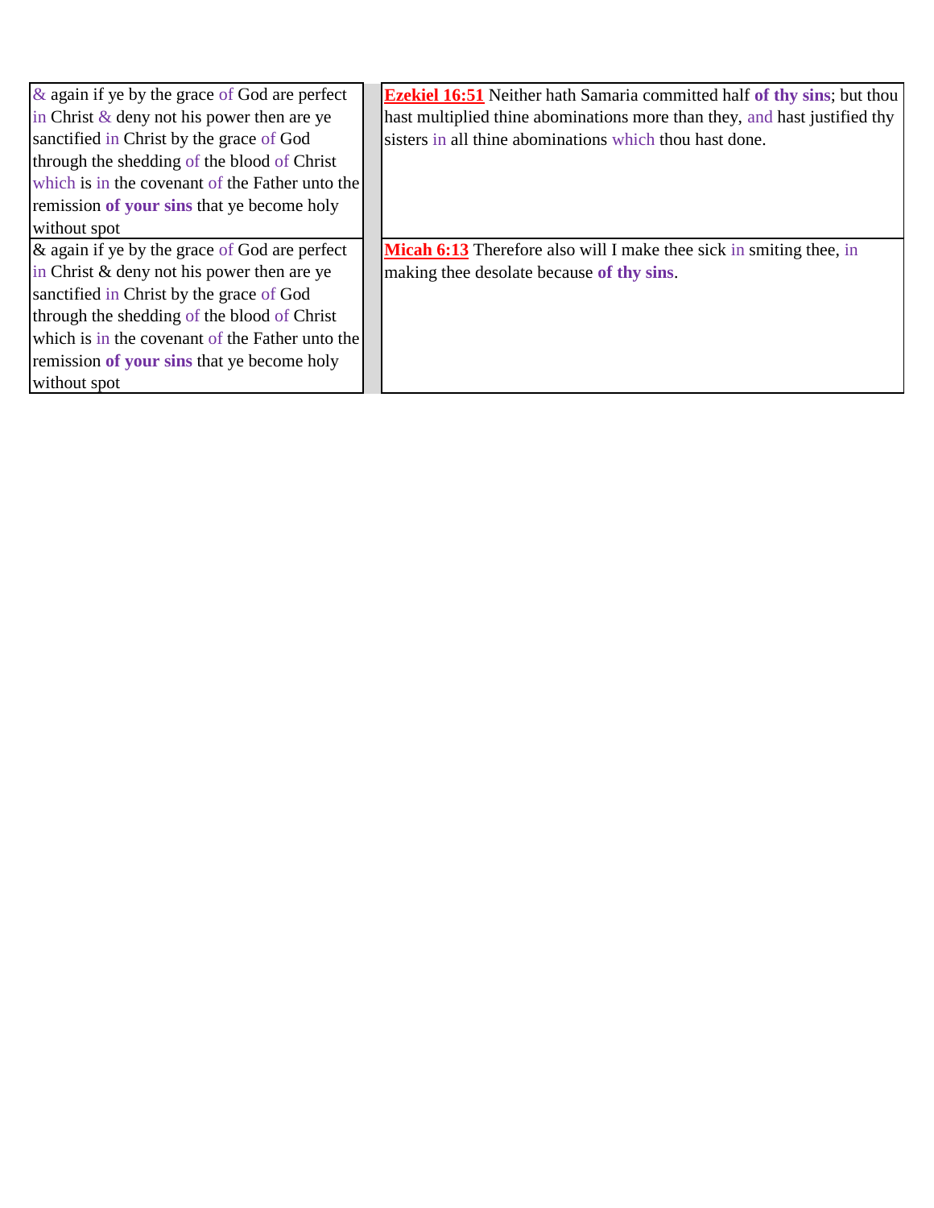| | |
|---|---|
| & again if ye by the grace of God are perfect in Christ & deny not his power then are ye sanctified in Christ by the grace of God through the shedding of the blood of Christ which is in the covenant of the Father unto the remission **of your sins** that ye become holy without spot | **Ezekiel 16:51** Neither hath Samaria committed half **of thy sins**; but thou hast multiplied thine abominations more than they, and hast justified thy sisters in all thine abominations which thou hast done. |
| & again if ye by the grace of God are perfect in Christ & deny not his power then are ye sanctified in Christ by the grace of God through the shedding of the blood of Christ which is in the covenant of the Father unto the remission **of your sins** that ye become holy without spot | **Micah 6:13** Therefore also will I make thee sick in smiting thee, in making thee desolate because **of thy sins**. |